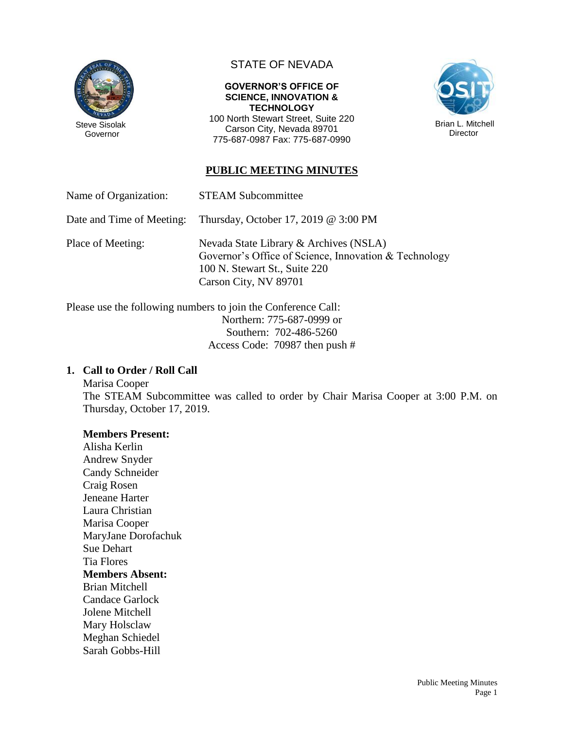Steve Sisolak
Governor

STATE OF NEVADA

**GOVERNOR'S OFFICE OF SCIENCE, INNOVATION & TECHNOLOGY**
100 North Stewart Street, Suite 220
Carson City, Nevada 89701
775-687-0987 Fax: 775-687-0990

Brian L. Mitchell
Director

## PUBLIC MEETING MINUTES

Name of Organization: STEAM Subcommittee

Date and Time of Meeting: Thursday, October 17, 2019 @ 3:00 PM

Place of Meeting: Nevada State Library & Archives (NSLA)
Governor's Office of Science, Innovation & Technology
100 N. Stewart St., Suite 220
Carson City, NV 89701

Please use the following numbers to join the Conference Call:
Northern: 775-687-0999 or
Southern: 702-486-5260
Access Code: 70987 then push #

### 1. Call to Order / Roll Call

Marisa Cooper
The STEAM Subcommittee was called to order by Chair Marisa Cooper at 3:00 P.M. on Thursday, October 17, 2019.

**Members Present:**
Alisha Kerlin
Andrew Snyder
Candy Schneider
Craig Rosen
Jeneane Harter
Laura Christian
Marisa Cooper
MaryJane Dorofachuk
Sue Dehart
Tia Flores

**Members Absent:**
Brian Mitchell
Candace Garlock
Jolene Mitchell
Mary Holsclaw
Meghan Schiedel
Sarah Gobbs-Hill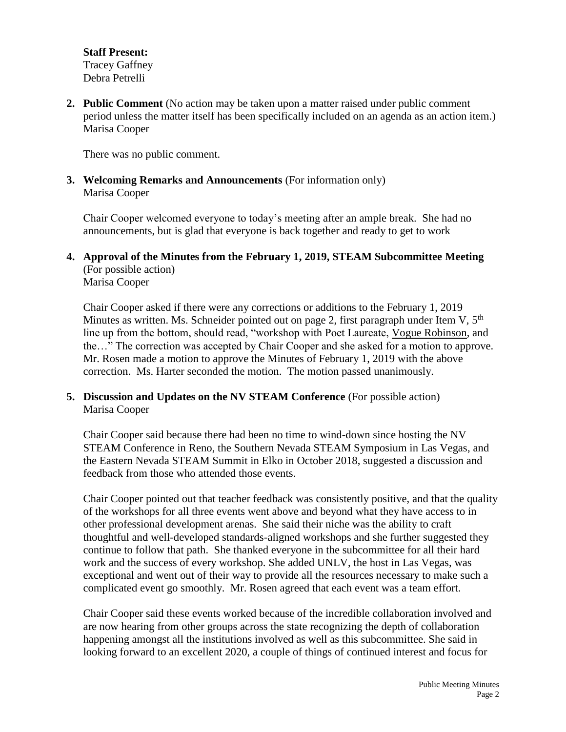**Staff Present:**
Tracey Gaffney
Debra Petrelli

**2. Public Comment** (No action may be taken upon a matter raised under public comment period unless the matter itself has been specifically included on an agenda as an action item.)
Marisa Cooper

There was no public comment.

**3. Welcoming Remarks and Announcements** (For information only)
Marisa Cooper

Chair Cooper welcomed everyone to today's meeting after an ample break. She had no announcements, but is glad that everyone is back together and ready to get to work

**4. Approval of the Minutes from the February 1, 2019, STEAM Subcommittee Meeting** (For possible action)
Marisa Cooper

Chair Cooper asked if there were any corrections or additions to the February 1, 2019 Minutes as written. Ms. Schneider pointed out on page 2, first paragraph under Item V, 5th line up from the bottom, should read, "workshop with Poet Laureate, Vogue Robinson, and the…" The correction was accepted by Chair Cooper and she asked for a motion to approve. Mr. Rosen made a motion to approve the Minutes of February 1, 2019 with the above correction. Ms. Harter seconded the motion. The motion passed unanimously.

**5. Discussion and Updates on the NV STEAM Conference** (For possible action)
Marisa Cooper

Chair Cooper said because there had been no time to wind-down since hosting the NV STEAM Conference in Reno, the Southern Nevada STEAM Symposium in Las Vegas, and the Eastern Nevada STEAM Summit in Elko in October 2018, suggested a discussion and feedback from those who attended those events.

Chair Cooper pointed out that teacher feedback was consistently positive, and that the quality of the workshops for all three events went above and beyond what they have access to in other professional development arenas. She said their niche was the ability to craft thoughtful and well-developed standards-aligned workshops and she further suggested they continue to follow that path. She thanked everyone in the subcommittee for all their hard work and the success of every workshop. She added UNLV, the host in Las Vegas, was exceptional and went out of their way to provide all the resources necessary to make such a complicated event go smoothly. Mr. Rosen agreed that each event was a team effort.

Chair Cooper said these events worked because of the incredible collaboration involved and are now hearing from other groups across the state recognizing the depth of collaboration happening amongst all the institutions involved as well as this subcommittee. She said in looking forward to an excellent 2020, a couple of things of continued interest and focus for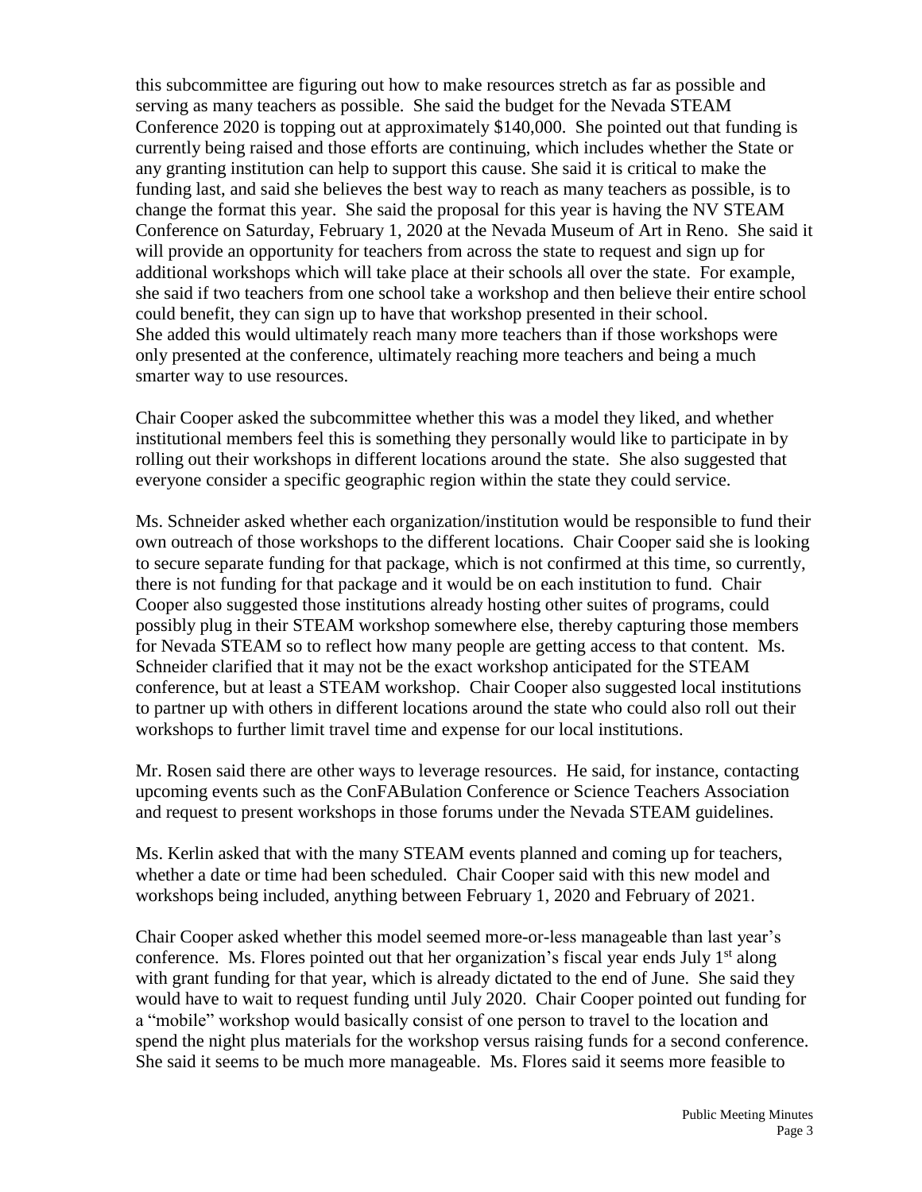this subcommittee are figuring out how to make resources stretch as far as possible and serving as many teachers as possible. She said the budget for the Nevada STEAM Conference 2020 is topping out at approximately $140,000. She pointed out that funding is currently being raised and those efforts are continuing, which includes whether the State or any granting institution can help to support this cause. She said it is critical to make the funding last, and said she believes the best way to reach as many teachers as possible, is to change the format this year. She said the proposal for this year is having the NV STEAM Conference on Saturday, February 1, 2020 at the Nevada Museum of Art in Reno. She said it will provide an opportunity for teachers from across the state to request and sign up for additional workshops which will take place at their schools all over the state. For example, she said if two teachers from one school take a workshop and then believe their entire school could benefit, they can sign up to have that workshop presented in their school. She added this would ultimately reach many more teachers than if those workshops were only presented at the conference, ultimately reaching more teachers and being a much smarter way to use resources.

Chair Cooper asked the subcommittee whether this was a model they liked, and whether institutional members feel this is something they personally would like to participate in by rolling out their workshops in different locations around the state. She also suggested that everyone consider a specific geographic region within the state they could service.

Ms. Schneider asked whether each organization/institution would be responsible to fund their own outreach of those workshops to the different locations. Chair Cooper said she is looking to secure separate funding for that package, which is not confirmed at this time, so currently, there is not funding for that package and it would be on each institution to fund. Chair Cooper also suggested those institutions already hosting other suites of programs, could possibly plug in their STEAM workshop somewhere else, thereby capturing those members for Nevada STEAM so to reflect how many people are getting access to that content. Ms. Schneider clarified that it may not be the exact workshop anticipated for the STEAM conference, but at least a STEAM workshop. Chair Cooper also suggested local institutions to partner up with others in different locations around the state who could also roll out their workshops to further limit travel time and expense for our local institutions.

Mr. Rosen said there are other ways to leverage resources. He said, for instance, contacting upcoming events such as the ConFABulation Conference or Science Teachers Association and request to present workshops in those forums under the Nevada STEAM guidelines.

Ms. Kerlin asked that with the many STEAM events planned and coming up for teachers, whether a date or time had been scheduled. Chair Cooper said with this new model and workshops being included, anything between February 1, 2020 and February of 2021.

Chair Cooper asked whether this model seemed more-or-less manageable than last year's conference. Ms. Flores pointed out that her organization's fiscal year ends July 1st along with grant funding for that year, which is already dictated to the end of June. She said they would have to wait to request funding until July 2020. Chair Cooper pointed out funding for a "mobile" workshop would basically consist of one person to travel to the location and spend the night plus materials for the workshop versus raising funds for a second conference. She said it seems to be much more manageable. Ms. Flores said it seems more feasible to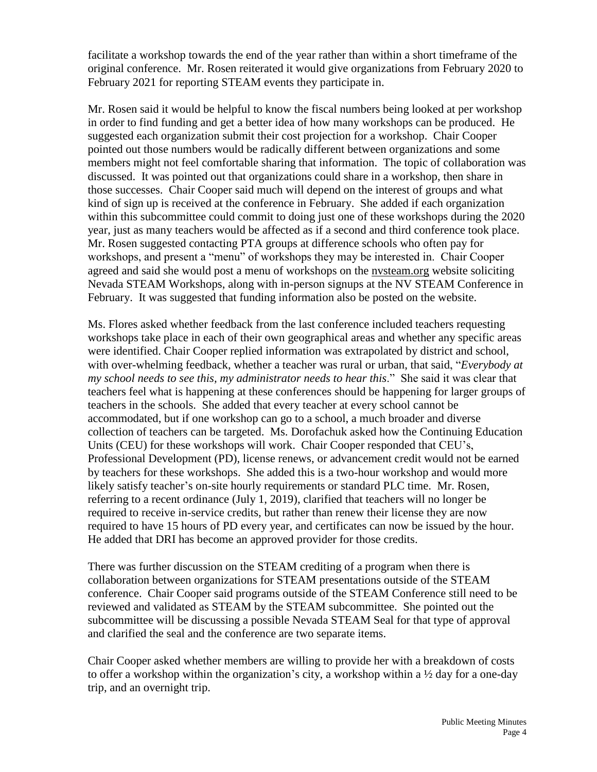facilitate a workshop towards the end of the year rather than within a short timeframe of the original conference. Mr. Rosen reiterated it would give organizations from February 2020 to February 2021 for reporting STEAM events they participate in.

Mr. Rosen said it would be helpful to know the fiscal numbers being looked at per workshop in order to find funding and get a better idea of how many workshops can be produced. He suggested each organization submit their cost projection for a workshop. Chair Cooper pointed out those numbers would be radically different between organizations and some members might not feel comfortable sharing that information. The topic of collaboration was discussed. It was pointed out that organizations could share in a workshop, then share in those successes. Chair Cooper said much will depend on the interest of groups and what kind of sign up is received at the conference in February. She added if each organization within this subcommittee could commit to doing just one of these workshops during the 2020 year, just as many teachers would be affected as if a second and third conference took place. Mr. Rosen suggested contacting PTA groups at difference schools who often pay for workshops, and present a "menu" of workshops they may be interested in. Chair Cooper agreed and said she would post a menu of workshops on the nvsteam.org website soliciting Nevada STEAM Workshops, along with in-person signups at the NV STEAM Conference in February. It was suggested that funding information also be posted on the website.

Ms. Flores asked whether feedback from the last conference included teachers requesting workshops take place in each of their own geographical areas and whether any specific areas were identified. Chair Cooper replied information was extrapolated by district and school, with over-whelming feedback, whether a teacher was rural or urban, that said, "*Everybody at my school needs to see this, my administrator needs to hear this*." She said it was clear that teachers feel what is happening at these conferences should be happening for larger groups of teachers in the schools. She added that every teacher at every school cannot be accommodated, but if one workshop can go to a school, a much broader and diverse collection of teachers can be targeted. Ms. Dorofachuk asked how the Continuing Education Units (CEU) for these workshops will work. Chair Cooper responded that CEU's, Professional Development (PD), license renews, or advancement credit would not be earned by teachers for these workshops. She added this is a two-hour workshop and would more likely satisfy teacher's on-site hourly requirements or standard PLC time. Mr. Rosen, referring to a recent ordinance (July 1, 2019), clarified that teachers will no longer be required to receive in-service credits, but rather than renew their license they are now required to have 15 hours of PD every year, and certificates can now be issued by the hour. He added that DRI has become an approved provider for those credits.

There was further discussion on the STEAM crediting of a program when there is collaboration between organizations for STEAM presentations outside of the STEAM conference. Chair Cooper said programs outside of the STEAM Conference still need to be reviewed and validated as STEAM by the STEAM subcommittee. She pointed out the subcommittee will be discussing a possible Nevada STEAM Seal for that type of approval and clarified the seal and the conference are two separate items.

Chair Cooper asked whether members are willing to provide her with a breakdown of costs to offer a workshop within the organization's city, a workshop within a ½ day for a one-day trip, and an overnight trip.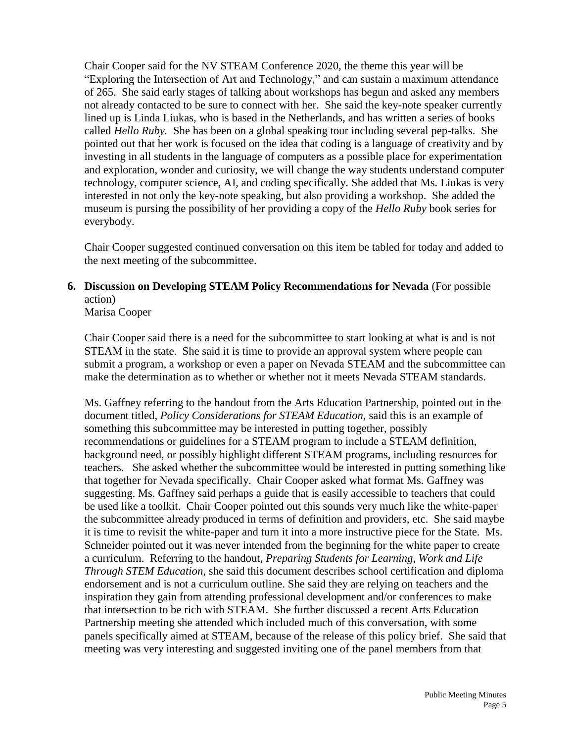Chair Cooper said for the NV STEAM Conference 2020, the theme this year will be "Exploring the Intersection of Art and Technology," and can sustain a maximum attendance of 265. She said early stages of talking about workshops has begun and asked any members not already contacted to be sure to connect with her. She said the key-note speaker currently lined up is Linda Liukas, who is based in the Netherlands, and has written a series of books called *Hello Ruby.* She has been on a global speaking tour including several pep-talks. She pointed out that her work is focused on the idea that coding is a language of creativity and by investing in all students in the language of computers as a possible place for experimentation and exploration, wonder and curiosity, we will change the way students understand computer technology, computer science, AI, and coding specifically. She added that Ms. Liukas is very interested in not only the key-note speaking, but also providing a workshop. She added the museum is pursing the possibility of her providing a copy of the *Hello Ruby* book series for everybody.

Chair Cooper suggested continued conversation on this item be tabled for today and added to the next meeting of the subcommittee.

**6. Discussion on Developing STEAM Policy Recommendations for Nevada** (For possible action)
Marisa Cooper

Chair Cooper said there is a need for the subcommittee to start looking at what is and is not STEAM in the state. She said it is time to provide an approval system where people can submit a program, a workshop or even a paper on Nevada STEAM and the subcommittee can make the determination as to whether or whether not it meets Nevada STEAM standards.

Ms. Gaffney referring to the handout from the Arts Education Partnership, pointed out in the document titled, *Policy Considerations for STEAM Education,* said this is an example of something this subcommittee may be interested in putting together, possibly recommendations or guidelines for a STEAM program to include a STEAM definition, background need, or possibly highlight different STEAM programs, including resources for teachers. She asked whether the subcommittee would be interested in putting something like that together for Nevada specifically. Chair Cooper asked what format Ms. Gaffney was suggesting. Ms. Gaffney said perhaps a guide that is easily accessible to teachers that could be used like a toolkit. Chair Cooper pointed out this sounds very much like the white-paper the subcommittee already produced in terms of definition and providers, etc. She said maybe it is time to revisit the white-paper and turn it into a more instructive piece for the State. Ms. Schneider pointed out it was never intended from the beginning for the white paper to create a curriculum. Referring to the handout, *Preparing Students for Learning, Work and Life Through STEM Education*, she said this document describes school certification and diploma endorsement and is not a curriculum outline. She said they are relying on teachers and the inspiration they gain from attending professional development and/or conferences to make that intersection to be rich with STEAM. She further discussed a recent Arts Education Partnership meeting she attended which included much of this conversation, with some panels specifically aimed at STEAM, because of the release of this policy brief. She said that meeting was very interesting and suggested inviting one of the panel members from that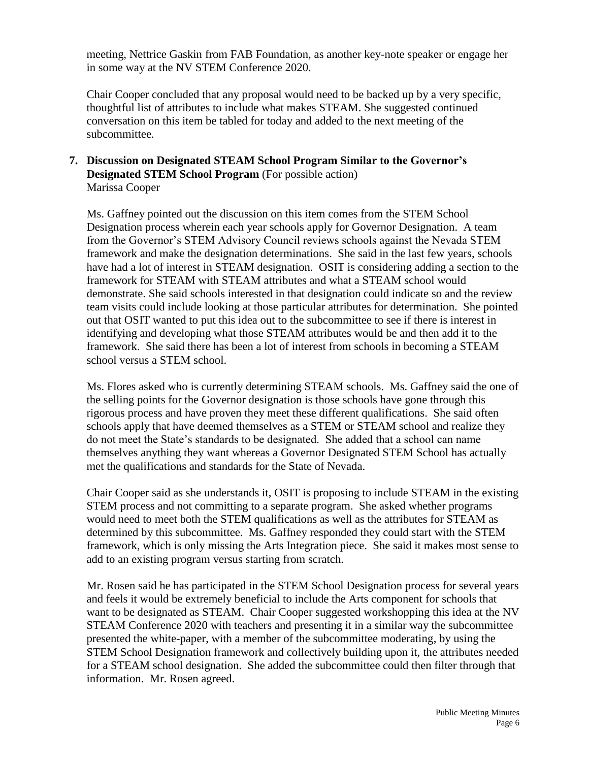meeting, Nettrice Gaskin from FAB Foundation, as another key-note speaker or engage her in some way at the NV STEM Conference 2020.

Chair Cooper concluded that any proposal would need to be backed up by a very specific, thoughtful list of attributes to include what makes STEAM. She suggested continued conversation on this item be tabled for today and added to the next meeting of the subcommittee.

**7. Discussion on Designated STEAM School Program Similar to the Governor's Designated STEM School Program** (For possible action)
Marissa Cooper

Ms. Gaffney pointed out the discussion on this item comes from the STEM School Designation process wherein each year schools apply for Governor Designation. A team from the Governor's STEM Advisory Council reviews schools against the Nevada STEM framework and make the designation determinations. She said in the last few years, schools have had a lot of interest in STEAM designation. OSIT is considering adding a section to the framework for STEAM with STEAM attributes and what a STEAM school would demonstrate. She said schools interested in that designation could indicate so and the review team visits could include looking at those particular attributes for determination. She pointed out that OSIT wanted to put this idea out to the subcommittee to see if there is interest in identifying and developing what those STEAM attributes would be and then add it to the framework. She said there has been a lot of interest from schools in becoming a STEAM school versus a STEM school.

Ms. Flores asked who is currently determining STEAM schools. Ms. Gaffney said the one of the selling points for the Governor designation is those schools have gone through this rigorous process and have proven they meet these different qualifications. She said often schools apply that have deemed themselves as a STEM or STEAM school and realize they do not meet the State's standards to be designated. She added that a school can name themselves anything they want whereas a Governor Designated STEM School has actually met the qualifications and standards for the State of Nevada.

Chair Cooper said as she understands it, OSIT is proposing to include STEAM in the existing STEM process and not committing to a separate program. She asked whether programs would need to meet both the STEM qualifications as well as the attributes for STEAM as determined by this subcommittee. Ms. Gaffney responded they could start with the STEM framework, which is only missing the Arts Integration piece. She said it makes most sense to add to an existing program versus starting from scratch.

Mr. Rosen said he has participated in the STEM School Designation process for several years and feels it would be extremely beneficial to include the Arts component for schools that want to be designated as STEAM. Chair Cooper suggested workshopping this idea at the NV STEAM Conference 2020 with teachers and presenting it in a similar way the subcommittee presented the white-paper, with a member of the subcommittee moderating, by using the STEM School Designation framework and collectively building upon it, the attributes needed for a STEAM school designation. She added the subcommittee could then filter through that information. Mr. Rosen agreed.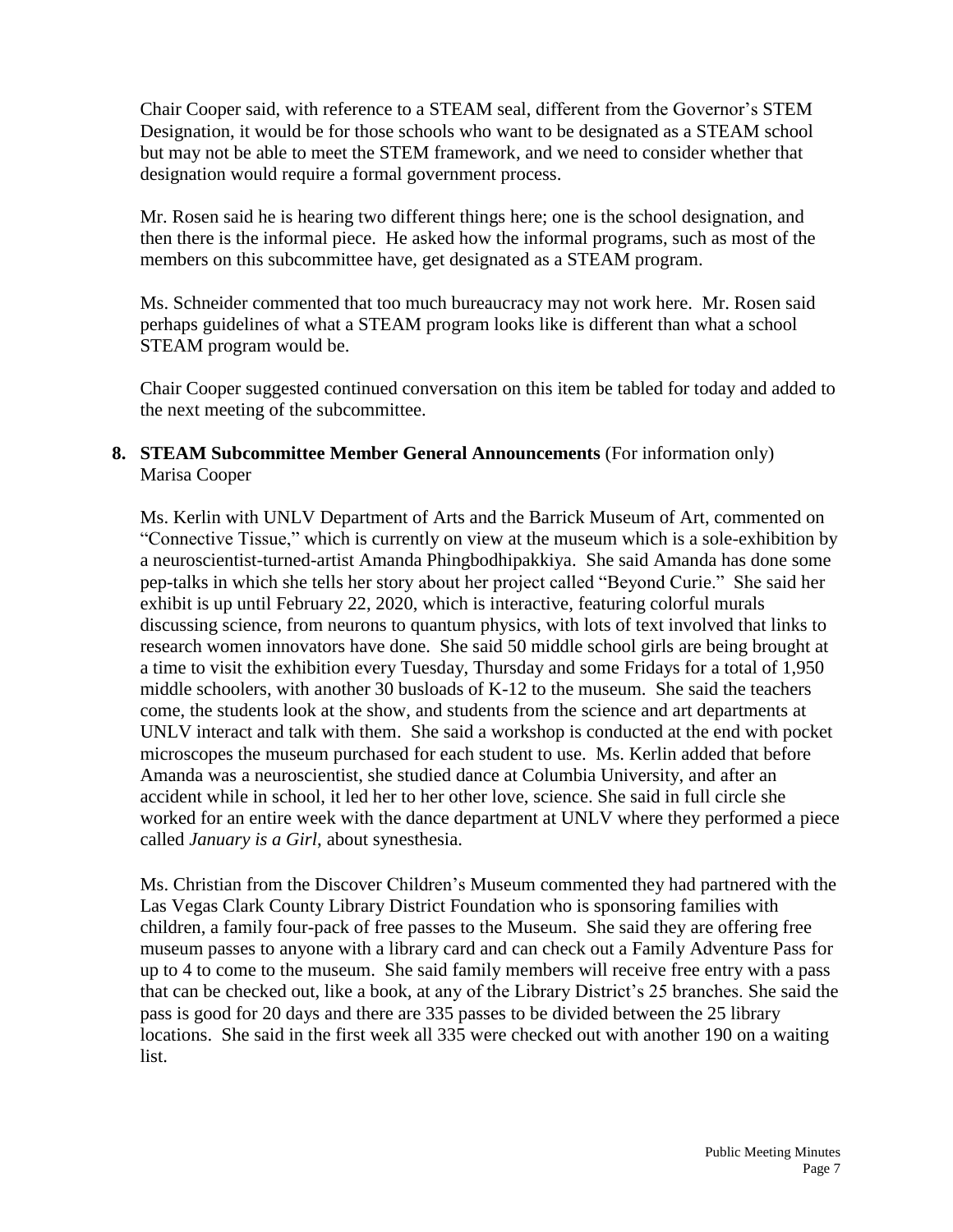Chair Cooper said, with reference to a STEAM seal, different from the Governor's STEM Designation, it would be for those schools who want to be designated as a STEAM school but may not be able to meet the STEM framework, and we need to consider whether that designation would require a formal government process.

Mr. Rosen said he is hearing two different things here; one is the school designation, and then there is the informal piece. He asked how the informal programs, such as most of the members on this subcommittee have, get designated as a STEAM program.

Ms. Schneider commented that too much bureaucracy may not work here. Mr. Rosen said perhaps guidelines of what a STEAM program looks like is different than what a school STEAM program would be.

Chair Cooper suggested continued conversation on this item be tabled for today and added to the next meeting of the subcommittee.

**8. STEAM Subcommittee Member General Announcements** (For information only)
Marisa Cooper

Ms. Kerlin with UNLV Department of Arts and the Barrick Museum of Art, commented on "Connective Tissue," which is currently on view at the museum which is a sole-exhibition by a neuroscientist-turned-artist Amanda Phingbodhipakkiya. She said Amanda has done some pep-talks in which she tells her story about her project called "Beyond Curie." She said her exhibit is up until February 22, 2020, which is interactive, featuring colorful murals discussing science, from neurons to quantum physics, with lots of text involved that links to research women innovators have done. She said 50 middle school girls are being brought at a time to visit the exhibition every Tuesday, Thursday and some Fridays for a total of 1,950 middle schoolers, with another 30 busloads of K-12 to the museum. She said the teachers come, the students look at the show, and students from the science and art departments at UNLV interact and talk with them. She said a workshop is conducted at the end with pocket microscopes the museum purchased for each student to use. Ms. Kerlin added that before Amanda was a neuroscientist, she studied dance at Columbia University, and after an accident while in school, it led her to her other love, science. She said in full circle she worked for an entire week with the dance department at UNLV where they performed a piece called *January is a Girl*, about synesthesia.

Ms. Christian from the Discover Children's Museum commented they had partnered with the Las Vegas Clark County Library District Foundation who is sponsoring families with children, a family four-pack of free passes to the Museum. She said they are offering free museum passes to anyone with a library card and can check out a Family Adventure Pass for up to 4 to come to the museum. She said family members will receive free entry with a pass that can be checked out, like a book, at any of the Library District's 25 branches. She said the pass is good for 20 days and there are 335 passes to be divided between the 25 library locations. She said in the first week all 335 were checked out with another 190 on a waiting list.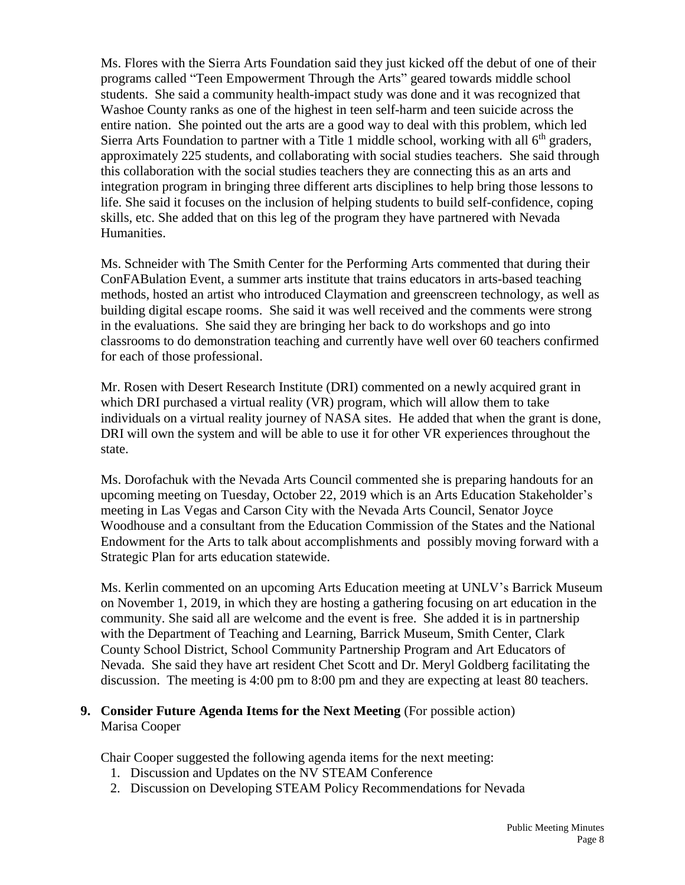Ms. Flores with the Sierra Arts Foundation said they just kicked off the debut of one of their programs called "Teen Empowerment Through the Arts" geared towards middle school students. She said a community health-impact study was done and it was recognized that Washoe County ranks as one of the highest in teen self-harm and teen suicide across the entire nation. She pointed out the arts are a good way to deal with this problem, which led Sierra Arts Foundation to partner with a Title 1 middle school, working with all 6th graders, approximately 225 students, and collaborating with social studies teachers. She said through this collaboration with the social studies teachers they are connecting this as an arts and integration program in bringing three different arts disciplines to help bring those lessons to life. She said it focuses on the inclusion of helping students to build self-confidence, coping skills, etc. She added that on this leg of the program they have partnered with Nevada Humanities.

Ms. Schneider with The Smith Center for the Performing Arts commented that during their ConFABulation Event, a summer arts institute that trains educators in arts-based teaching methods, hosted an artist who introduced Claymation and greenscreen technology, as well as building digital escape rooms. She said it was well received and the comments were strong in the evaluations. She said they are bringing her back to do workshops and go into classrooms to do demonstration teaching and currently have well over 60 teachers confirmed for each of those professional.

Mr. Rosen with Desert Research Institute (DRI) commented on a newly acquired grant in which DRI purchased a virtual reality (VR) program, which will allow them to take individuals on a virtual reality journey of NASA sites. He added that when the grant is done, DRI will own the system and will be able to use it for other VR experiences throughout the state.

Ms. Dorofachuk with the Nevada Arts Council commented she is preparing handouts for an upcoming meeting on Tuesday, October 22, 2019 which is an Arts Education Stakeholder's meeting in Las Vegas and Carson City with the Nevada Arts Council, Senator Joyce Woodhouse and a consultant from the Education Commission of the States and the National Endowment for the Arts to talk about accomplishments and possibly moving forward with a Strategic Plan for arts education statewide.

Ms. Kerlin commented on an upcoming Arts Education meeting at UNLV's Barrick Museum on November 1, 2019, in which they are hosting a gathering focusing on art education in the community. She said all are welcome and the event is free. She added it is in partnership with the Department of Teaching and Learning, Barrick Museum, Smith Center, Clark County School District, School Community Partnership Program and Art Educators of Nevada. She said they have art resident Chet Scott and Dr. Meryl Goldberg facilitating the discussion. The meeting is 4:00 pm to 8:00 pm and they are expecting at least 80 teachers.

**9. Consider Future Agenda Items for the Next Meeting** (For possible action)
Marisa Cooper

Chair Cooper suggested the following agenda items for the next meeting:

1. Discussion and Updates on the NV STEAM Conference
2. Discussion on Developing STEAM Policy Recommendations for Nevada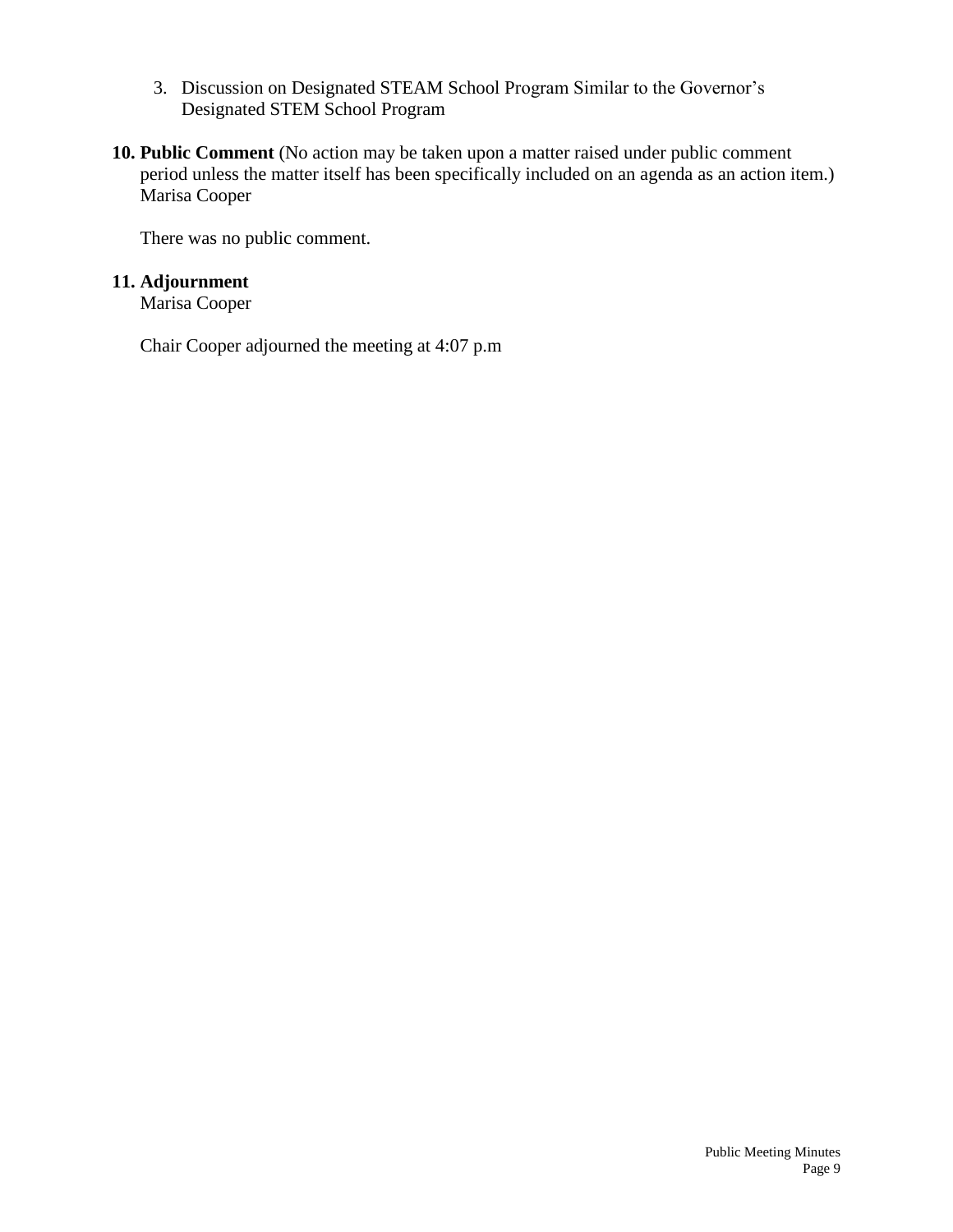3. Discussion on Designated STEAM School Program Similar to the Governor's Designated STEM School Program

**10. Public Comment** (No action may be taken upon a matter raised under public comment period unless the matter itself has been specifically included on an agenda as an action item.)
Marisa Cooper

There was no public comment.

**11. Adjournment**
Marisa Cooper

Chair Cooper adjourned the meeting at 4:07 p.m